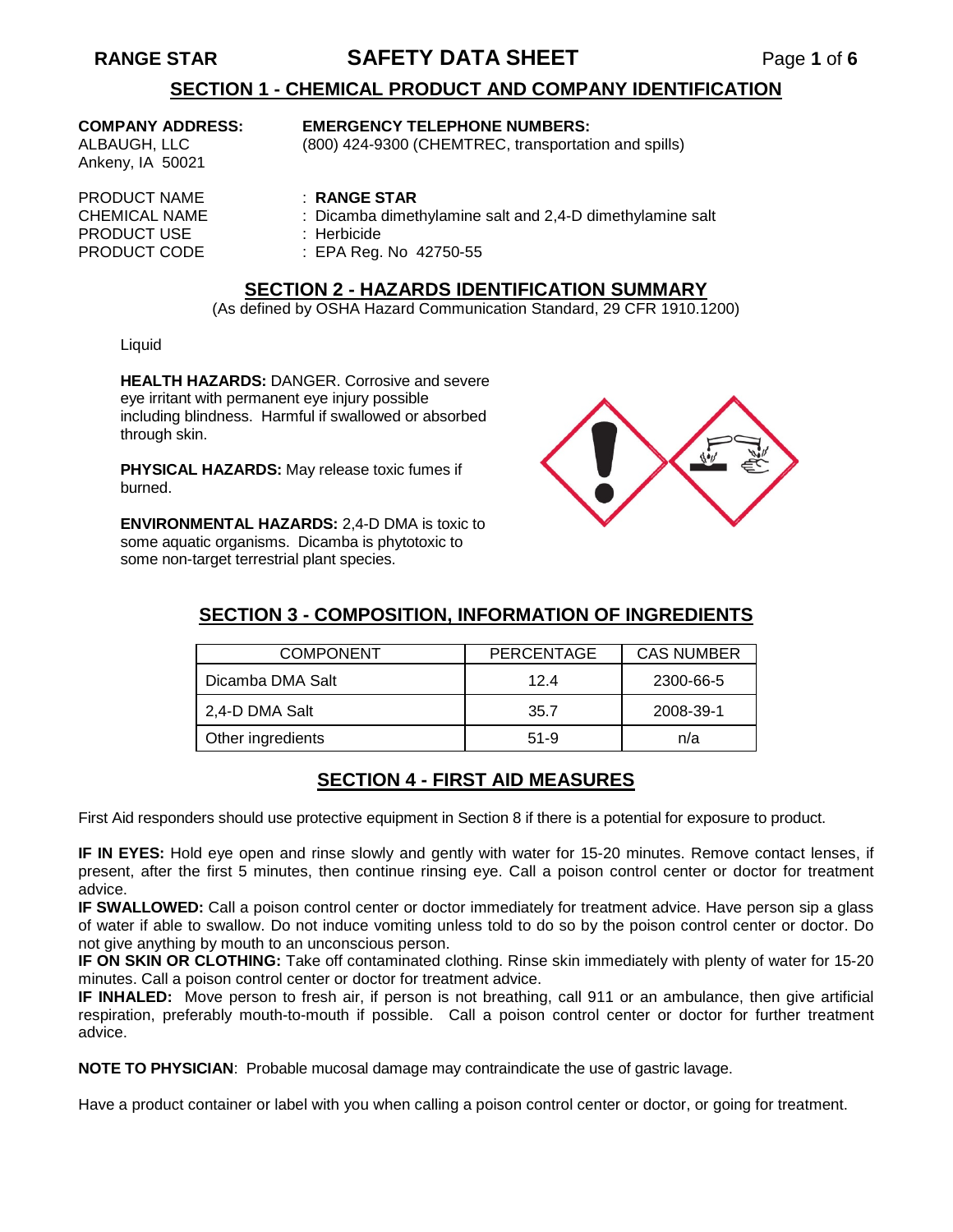## SECTION 1 - CHEMICAL PRODUCT AND COMPANY IDENTIFICATION

**COMPANY ADDRESS:**
ALBAUGH, LLC
Ankeny, IA 50021

**EMERGENCY TELEPHONE NUMBERS:**
(800) 424-9300 (CHEMTREC, transportation and spills)

PRODUCT NAME : **RANGE STAR**
CHEMICAL NAME : Dicamba dimethylamine salt and 2,4-D dimethylamine salt
PRODUCT USE : Herbicide
PRODUCT CODE : EPA Reg. No 42750-55

## SECTION 2 - HAZARDS IDENTIFICATION SUMMARY

(As defined by OSHA Hazard Communication Standard, 29 CFR 1910.1200)

Liquid

**HEALTH HAZARDS:** DANGER. Corrosive and severe eye irritant with permanent eye injury possible including blindness. Harmful if swallowed or absorbed through skin.

**PHYSICAL HAZARDS:** May release toxic fumes if burned.

**ENVIRONMENTAL HAZARDS:** 2,4-D DMA is toxic to some aquatic organisms. Dicamba is phytotoxic to some non-target terrestrial plant species.

## SECTION 3 - COMPOSITION, INFORMATION OF INGREDIENTS

| COMPONENT | PERCENTAGE | CAS NUMBER |
|---|---|---|
| Dicamba DMA Salt | 12.4 | 2300-66-5 |
| 2,4-D DMA Salt | 35.7 | 2008-39-1 |
| Other ingredients | 51-9 | n/a |

## SECTION 4 - FIRST AID MEASURES

First Aid responders should use protective equipment in Section 8 if there is a potential for exposure to product.

**IF IN EYES:** Hold eye open and rinse slowly and gently with water for 15-20 minutes. Remove contact lenses, if present, after the first 5 minutes, then continue rinsing eye. Call a poison control center or doctor for treatment advice.
**IF SWALLOWED:** Call a poison control center or doctor immediately for treatment advice. Have person sip a glass of water if able to swallow. Do not induce vomiting unless told to do so by the poison control center or doctor. Do not give anything by mouth to an unconscious person.
**IF ON SKIN OR CLOTHING:** Take off contaminated clothing. Rinse skin immediately with plenty of water for 15-20 minutes. Call a poison control center or doctor for treatment advice.
**IF INHALED:** Move person to fresh air, if person is not breathing, call 911 or an ambulance, then give artificial respiration, preferably mouth-to-mouth if possible. Call a poison control center or doctor for further treatment advice.

**NOTE TO PHYSICIAN**: Probable mucosal damage may contraindicate the use of gastric lavage.

Have a product container or label with you when calling a poison control center or doctor, or going for treatment.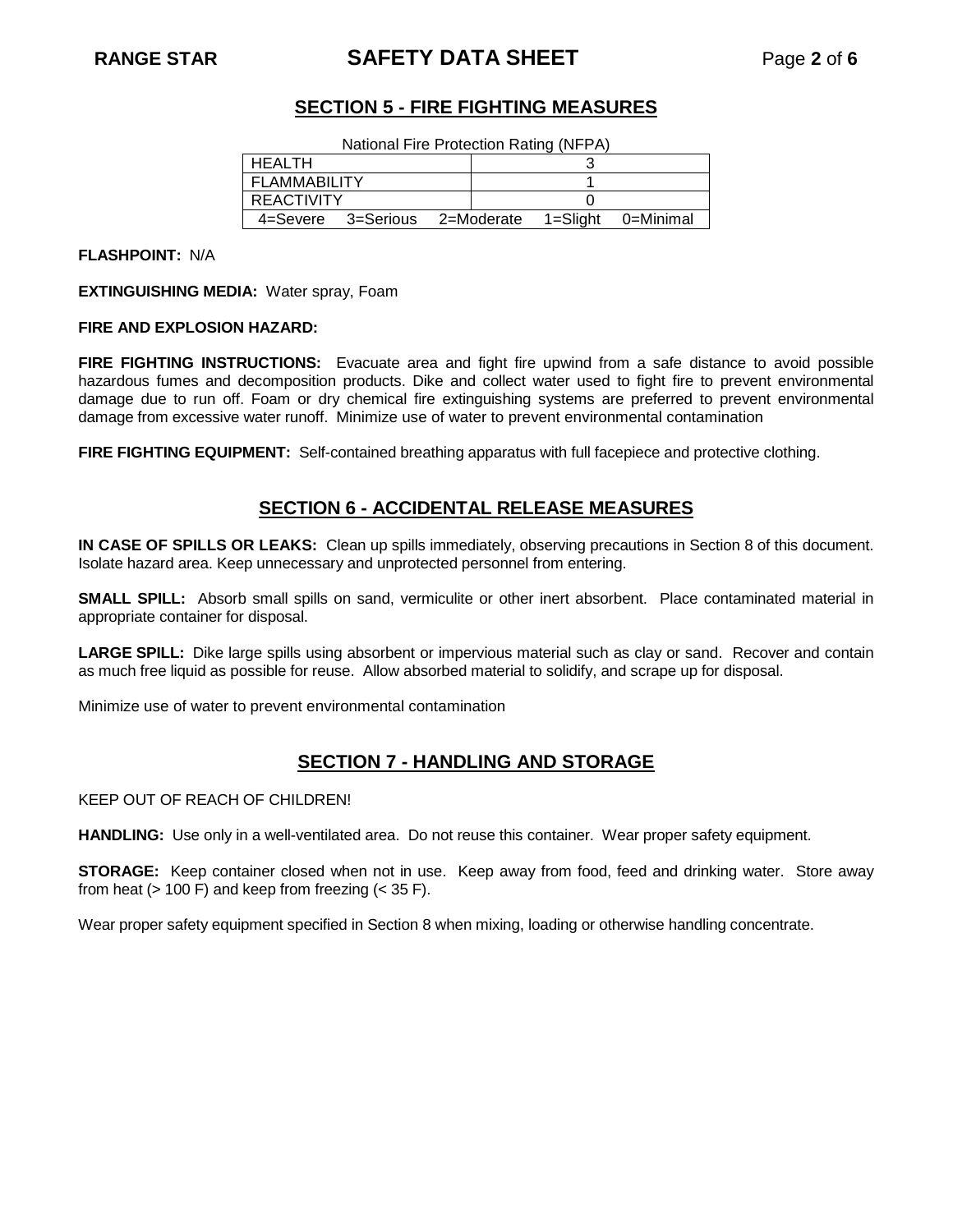## SECTION 5 - FIRE FIGHTING MEASURES

National Fire Protection Rating (NFPA)

| | |
|---|---|
| HEALTH | 3 |
| FLAMMABILITY | 1 |
| REACTIVITY | 0 |
| 4=Severe 3=Serious 2=Moderate 1=Slight 0=Minimal | |

**FLASHPOINT:** N/A

**EXTINGUISHING MEDIA:** Water spray, Foam

**FIRE AND EXPLOSION HAZARD:**

**FIRE FIGHTING INSTRUCTIONS:** Evacuate area and fight fire upwind from a safe distance to avoid possible hazardous fumes and decomposition products. Dike and collect water used to fight fire to prevent environmental damage due to run off. Foam or dry chemical fire extinguishing systems are preferred to prevent environmental damage from excessive water runoff. Minimize use of water to prevent environmental contamination

**FIRE FIGHTING EQUIPMENT:** Self-contained breathing apparatus with full facepiece and protective clothing.

## SECTION 6 - ACCIDENTAL RELEASE MEASURES

**IN CASE OF SPILLS OR LEAKS:** Clean up spills immediately, observing precautions in Section 8 of this document. Isolate hazard area. Keep unnecessary and unprotected personnel from entering.

**SMALL SPILL:** Absorb small spills on sand, vermiculite or other inert absorbent. Place contaminated material in appropriate container for disposal.

**LARGE SPILL:** Dike large spills using absorbent or impervious material such as clay or sand. Recover and contain as much free liquid as possible for reuse. Allow absorbed material to solidify, and scrape up for disposal.

Minimize use of water to prevent environmental contamination

## SECTION 7 - HANDLING AND STORAGE

KEEP OUT OF REACH OF CHILDREN!

**HANDLING:** Use only in a well-ventilated area. Do not reuse this container. Wear proper safety equipment.

**STORAGE:** Keep container closed when not in use. Keep away from food, feed and drinking water. Store away from heat (> 100 F) and keep from freezing (< 35 F).

Wear proper safety equipment specified in Section 8 when mixing, loading or otherwise handling concentrate.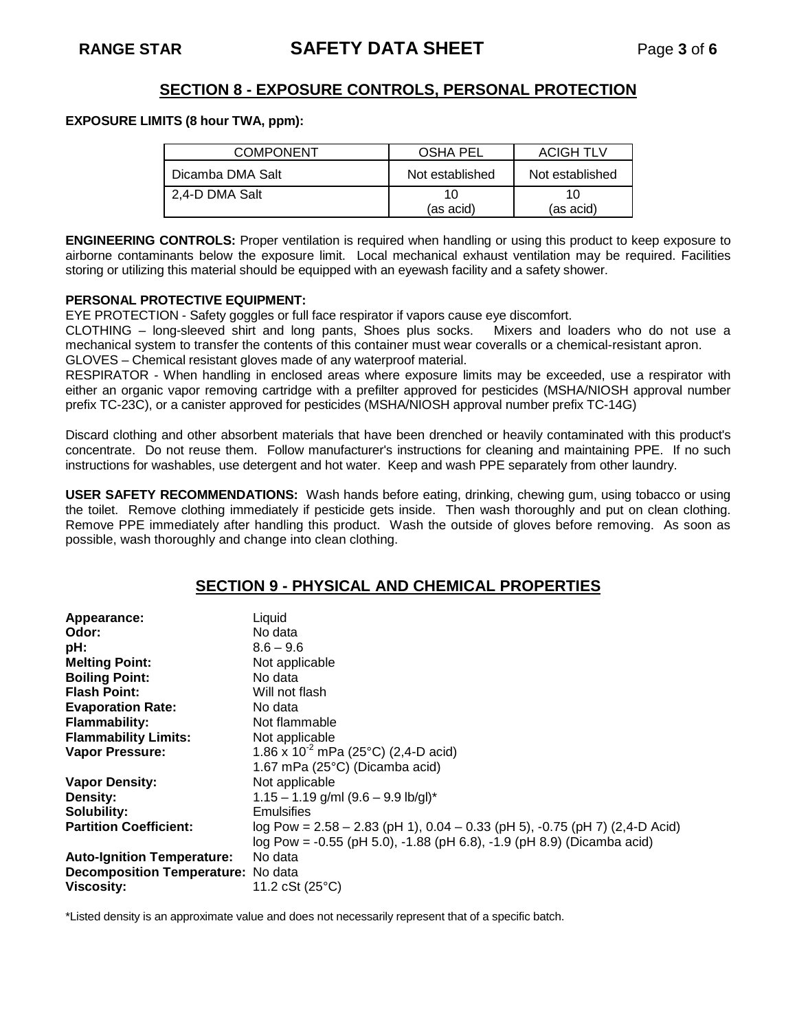## SECTION 8 - EXPOSURE CONTROLS, PERSONAL PROTECTION

**EXPOSURE LIMITS (8 hour TWA, ppm):**

| COMPONENT | OSHA PEL | ACIGH TLV |
|---|---|---|
| Dicamba DMA Salt | Not established | Not established |
| 2,4-D DMA Salt | 10 (as acid) | 10 (as acid) |

**ENGINEERING CONTROLS:** Proper ventilation is required when handling or using this product to keep exposure to airborne contaminants below the exposure limit. Local mechanical exhaust ventilation may be required. Facilities storing or utilizing this material should be equipped with an eyewash facility and a safety shower.

**PERSONAL PROTECTIVE EQUIPMENT:**

EYE PROTECTION - Safety goggles or full face respirator if vapors cause eye discomfort.

CLOTHING – long-sleeved shirt and long pants, Shoes plus socks. Mixers and loaders who do not use a mechanical system to transfer the contents of this container must wear coveralls or a chemical-resistant apron.

GLOVES – Chemical resistant gloves made of any waterproof material.

RESPIRATOR - When handling in enclosed areas where exposure limits may be exceeded, use a respirator with either an organic vapor removing cartridge with a prefilter approved for pesticides (MSHA/NIOSH approval number prefix TC-23C), or a canister approved for pesticides (MSHA/NIOSH approval number prefix TC-14G)

Discard clothing and other absorbent materials that have been drenched or heavily contaminated with this product's concentrate. Do not reuse them. Follow manufacturer's instructions for cleaning and maintaining PPE. If no such instructions for washables, use detergent and hot water. Keep and wash PPE separately from other laundry.

**USER SAFETY RECOMMENDATIONS:** Wash hands before eating, drinking, chewing gum, using tobacco or using the toilet. Remove clothing immediately if pesticide gets inside. Then wash thoroughly and put on clean clothing. Remove PPE immediately after handling this product. Wash the outside of gloves before removing. As soon as possible, wash thoroughly and change into clean clothing.

## SECTION 9 - PHYSICAL AND CHEMICAL PROPERTIES

**Appearance:** Liquid
**Odor:** No data
**pH:** 8.6 – 9.6
**Melting Point:** Not applicable
**Boiling Point:** No data
**Flash Point:** Will not flash
**Evaporation Rate:** No data
**Flammability:** Not flammable
**Flammability Limits:** Not applicable
**Vapor Pressure:** $1.86 \times 10^{-2}$ mPa (25°C) (2,4-D acid)
1.67 mPa (25°C) (Dicamba acid)
**Vapor Density:** Not applicable
**Density:** 1.15 – 1.19 g/ml (9.6 – 9.9 lb/gl)*
**Solubility:** Emulsifies
**Partition Coefficient:** log Pow = 2.58 – 2.83 (pH 1), 0.04 – 0.33 (pH 5), -0.75 (pH 7) (2,4-D Acid)
log Pow = -0.55 (pH 5.0), -1.88 (pH 6.8), -1.9 (pH 8.9) (Dicamba acid)
**Auto-Ignition Temperature:** No data
**Decomposition Temperature:** No data
**Viscosity:** 11.2 cSt (25°C)

*Listed density is an approximate value and does not necessarily represent that of a specific batch.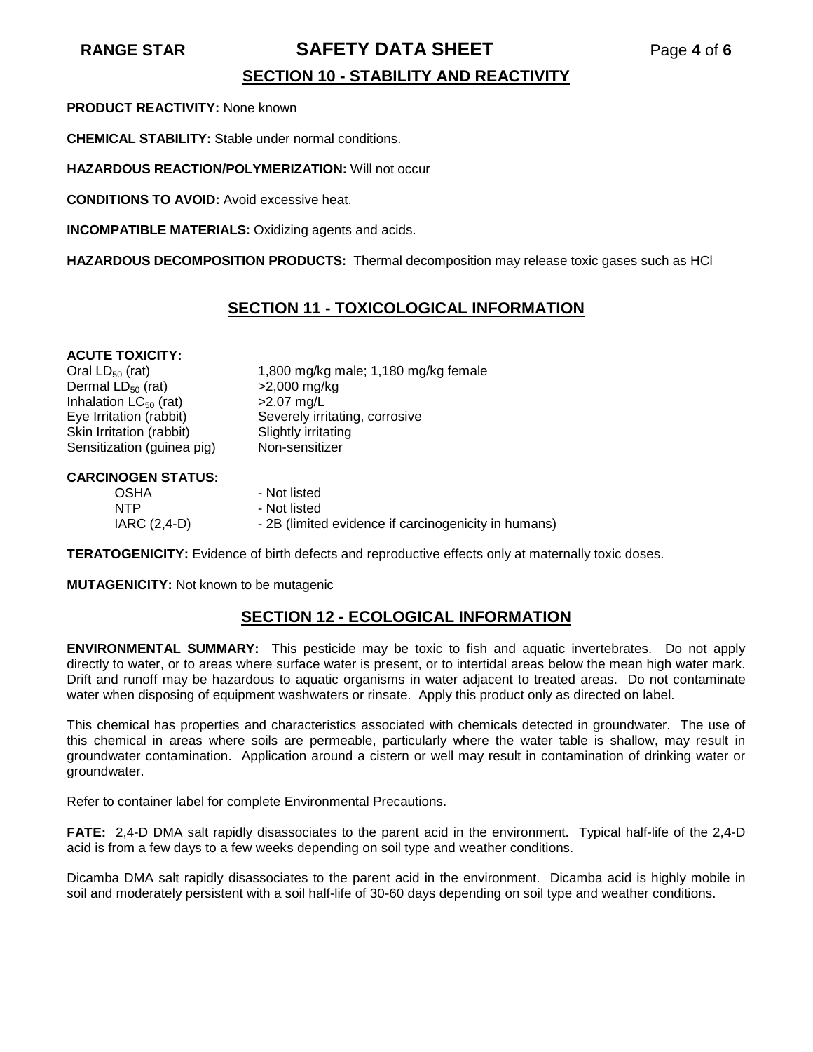## SECTION 10 - STABILITY AND REACTIVITY

**PRODUCT REACTIVITY:** None known

**CHEMICAL STABILITY:** Stable under normal conditions.

**HAZARDOUS REACTION/POLYMERIZATION:** Will not occur

**CONDITIONS TO AVOID:** Avoid excessive heat.

**INCOMPATIBLE MATERIALS:** Oxidizing agents and acids.

**HAZARDOUS DECOMPOSITION PRODUCTS:** Thermal decomposition may release toxic gases such as HCl

## SECTION 11 - TOXICOLOGICAL INFORMATION

**ACUTE TOXICITY:**

| | |
|---|---|
| Oral $LD_{50}$ (rat) | 1,800 mg/kg male; 1,180 mg/kg female |
| Dermal $LD_{50}$ (rat) | >2,000 mg/kg |
| Inhalation $LC_{50}$ (rat) | >2.07 mg/L |
| Eye Irritation (rabbit) | Severely irritating, corrosive |
| Skin Irritation (rabbit) | Slightly irritating |
| Sensitization (guinea pig) | Non-sensitizer |

**CARCINOGEN STATUS:**

| | |
|---|---|
| OSHA | - Not listed |
| NTP | - Not listed |
| IARC (2,4-D) | - 2B (limited evidence if carcinogenicity in humans) |

**TERATOGENICITY:** Evidence of birth defects and reproductive effects only at maternally toxic doses.

**MUTAGENICITY:** Not known to be mutagenic

## SECTION 12 - ECOLOGICAL INFORMATION

**ENVIRONMENTAL SUMMARY:** This pesticide may be toxic to fish and aquatic invertebrates. Do not apply directly to water, or to areas where surface water is present, or to intertidal areas below the mean high water mark. Drift and runoff may be hazardous to aquatic organisms in water adjacent to treated areas. Do not contaminate water when disposing of equipment washwaters or rinsate. Apply this product only as directed on label.

This chemical has properties and characteristics associated with chemicals detected in groundwater. The use of this chemical in areas where soils are permeable, particularly where the water table is shallow, may result in groundwater contamination. Application around a cistern or well may result in contamination of drinking water or groundwater.

Refer to container label for complete Environmental Precautions.

**FATE:** 2,4-D DMA salt rapidly disassociates to the parent acid in the environment. Typical half-life of the 2,4-D acid is from a few days to a few weeks depending on soil type and weather conditions.

Dicamba DMA salt rapidly disassociates to the parent acid in the environment. Dicamba acid is highly mobile in soil and moderately persistent with a soil half-life of 30-60 days depending on soil type and weather conditions.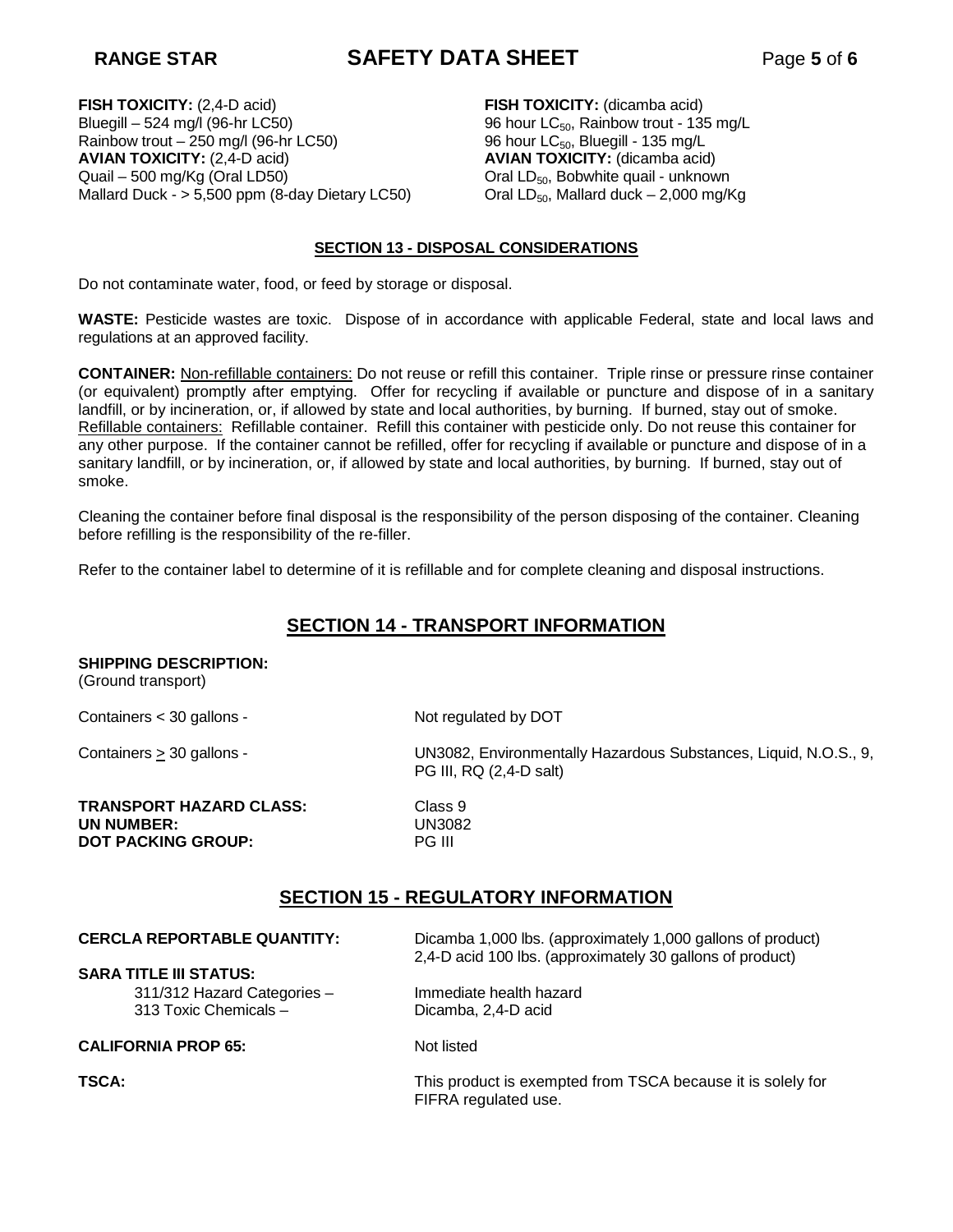**FISH TOXICITY:** (2,4-D acid)
Bluegill – 524 mg/l (96-hr LC50)
Rainbow trout – 250 mg/l (96-hr LC50)
**AVIAN TOXICITY:** (2,4-D acid)
Quail – 500 mg/Kg (Oral LD50)
Mallard Duck - > 5,500 ppm (8-day Dietary LC50)

**FISH TOXICITY:** (dicamba acid)
96 hour $LC_{50}$, Rainbow trout - 135 mg/L
96 hour $LC_{50}$, Bluegill - 135 mg/L
**AVIAN TOXICITY:** (dicamba acid)
Oral $LD_{50}$, Bobwhite quail - unknown
Oral $LD_{50}$, Mallard duck – 2,000 mg/Kg

## SECTION 13 - DISPOSAL CONSIDERATIONS

Do not contaminate water, food, or feed by storage or disposal.

**WASTE:** Pesticide wastes are toxic. Dispose of in accordance with applicable Federal, state and local laws and regulations at an approved facility.

**CONTAINER:** Non-refillable containers: Do not reuse or refill this container. Triple rinse or pressure rinse container (or equivalent) promptly after emptying. Offer for recycling if available or puncture and dispose of in a sanitary landfill, or by incineration, or, if allowed by state and local authorities, by burning. If burned, stay out of smoke. Refillable containers: Refillable container. Refill this container with pesticide only. Do not reuse this container for any other purpose. If the container cannot be refilled, offer for recycling if available or puncture and dispose of in a sanitary landfill, or by incineration, or, if allowed by state and local authorities, by burning. If burned, stay out of smoke.

Cleaning the container before final disposal is the responsibility of the person disposing of the container. Cleaning before refilling is the responsibility of the re-filler.

Refer to the container label to determine of it is refillable and for complete cleaning and disposal instructions.

## SECTION 14 - TRANSPORT INFORMATION

**SHIPPING DESCRIPTION:**
(Ground transport)

Containers < 30 gallons - Not regulated by DOT

Containers ≥ 30 gallons - UN3082, Environmentally Hazardous Substances, Liquid, N.O.S., 9, PG III, RQ (2,4-D salt)

**TRANSPORT HAZARD CLASS:** Class 9
**UN NUMBER:** UN3082
**DOT PACKING GROUP:** PG III

## SECTION 15 - REGULATORY INFORMATION

**CERCLA REPORTABLE QUANTITY:** Dicamba 1,000 lbs. (approximately 1,000 gallons of product)
2,4-D acid 100 lbs. (approximately 30 gallons of product)

**SARA TITLE III STATUS:**
311/312 Hazard Categories – Immediate health hazard
313 Toxic Chemicals – Dicamba, 2,4-D acid

**CALIFORNIA PROP 65:** Not listed

**TSCA:** This product is exempted from TSCA because it is solely for FIFRA regulated use.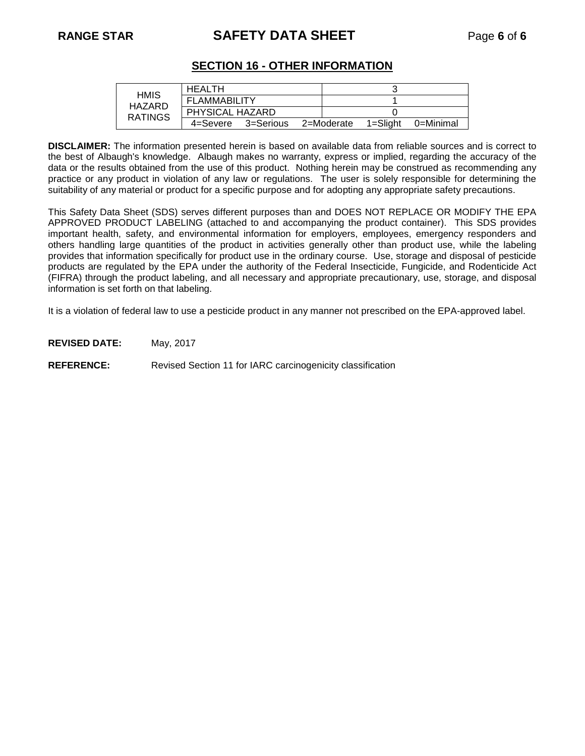## SECTION 16 - OTHER INFORMATION

| | | |
|---|---|---|
| HMIS HAZARD RATINGS | HEALTH | 3 |
| | FLAMMABILITY | 1 |
| | PHYSICAL HAZARD | 0 |
| | 4=Severe 3=Serious 2=Moderate 1=Slight 0=Minimal | |

**DISCLAIMER:** The information presented herein is based on available data from reliable sources and is correct to the best of Albaugh's knowledge. Albaugh makes no warranty, express or implied, regarding the accuracy of the data or the results obtained from the use of this product. Nothing herein may be construed as recommending any practice or any product in violation of any law or regulations. The user is solely responsible for determining the suitability of any material or product for a specific purpose and for adopting any appropriate safety precautions.

This Safety Data Sheet (SDS) serves different purposes than and DOES NOT REPLACE OR MODIFY THE EPA APPROVED PRODUCT LABELING (attached to and accompanying the product container). This SDS provides important health, safety, and environmental information for employers, employees, emergency responders and others handling large quantities of the product in activities generally other than product use, while the labeling provides that information specifically for product use in the ordinary course. Use, storage and disposal of pesticide products are regulated by the EPA under the authority of the Federal Insecticide, Fungicide, and Rodenticide Act (FIFRA) through the product labeling, and all necessary and appropriate precautionary, use, storage, and disposal information is set forth on that labeling.

It is a violation of federal law to use a pesticide product in any manner not prescribed on the EPA-approved label.

**REVISED DATE:** May, 2017

**REFERENCE:** Revised Section 11 for IARC carcinogenicity classification